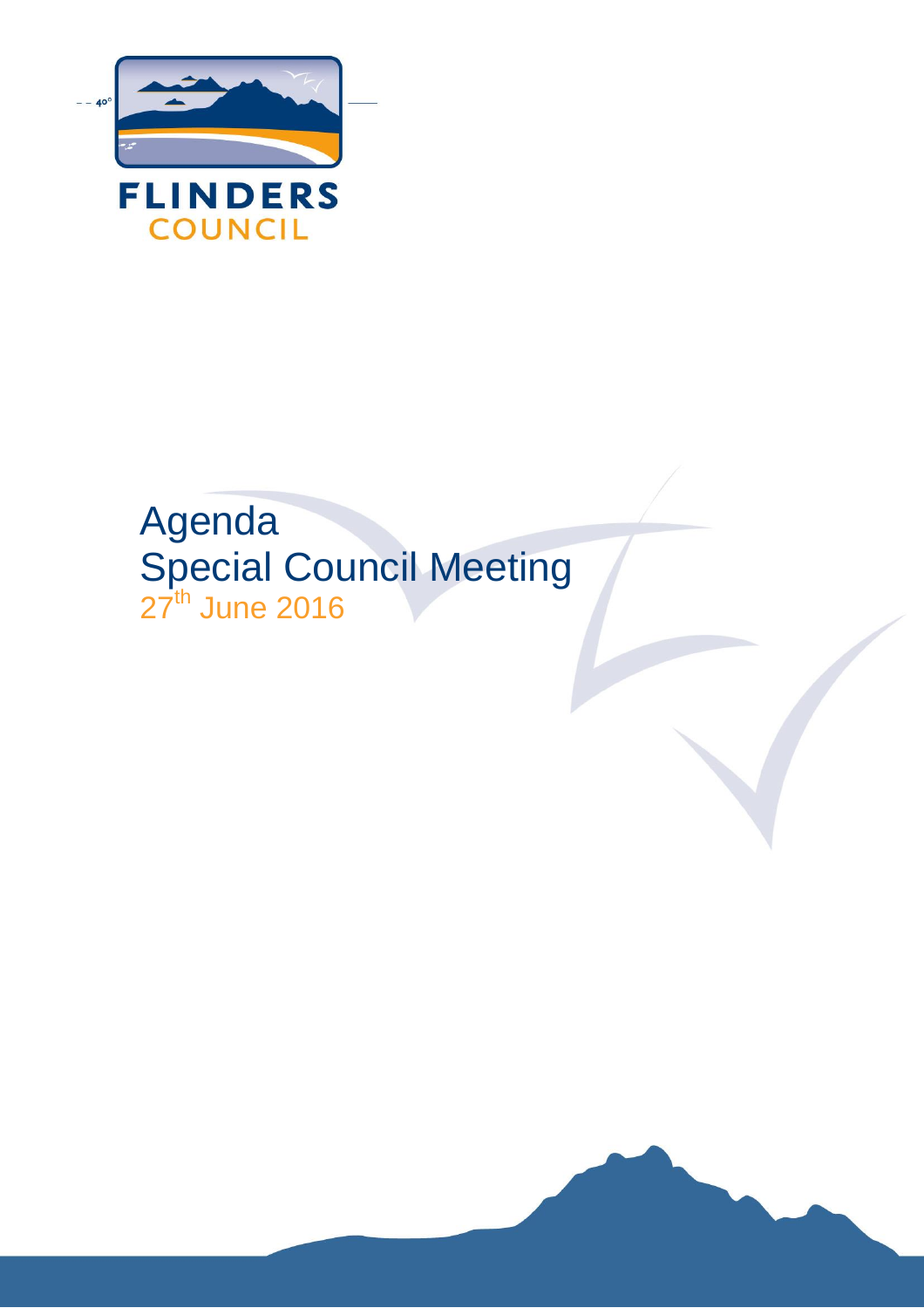FLINDERS COUNCIL

# Agenda
# Special Council Meeting

27th June 2016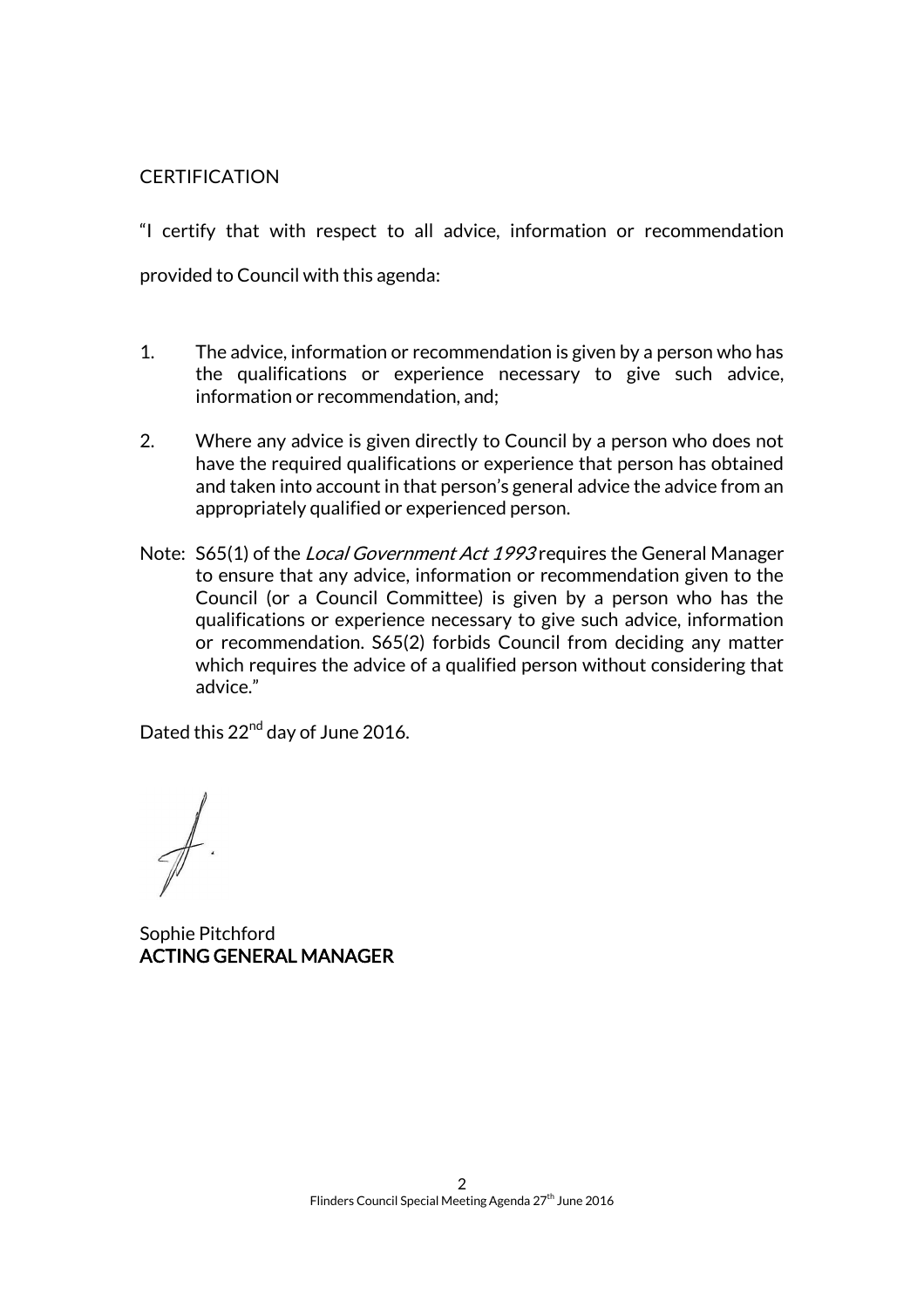CERTIFICATION

"I certify that with respect to all advice, information or recommendation provided to Council with this agenda:

1. The advice, information or recommendation is given by a person who has the qualifications or experience necessary to give such advice, information or recommendation, and;

2. Where any advice is given directly to Council by a person who does not have the required qualifications or experience that person has obtained and taken into account in that person's general advice the advice from an appropriately qualified or experienced person.

Note: S65(1) of the *Local Government Act 1993* requires the General Manager to ensure that any advice, information or recommendation given to the Council (or a Council Committee) is given by a person who has the qualifications or experience necessary to give such advice, information or recommendation. S65(2) forbids Council from deciding any matter which requires the advice of a qualified person without considering that advice."

Dated this 22nd day of June 2016.

Sophie Pitchford
**ACTING GENERAL MANAGER**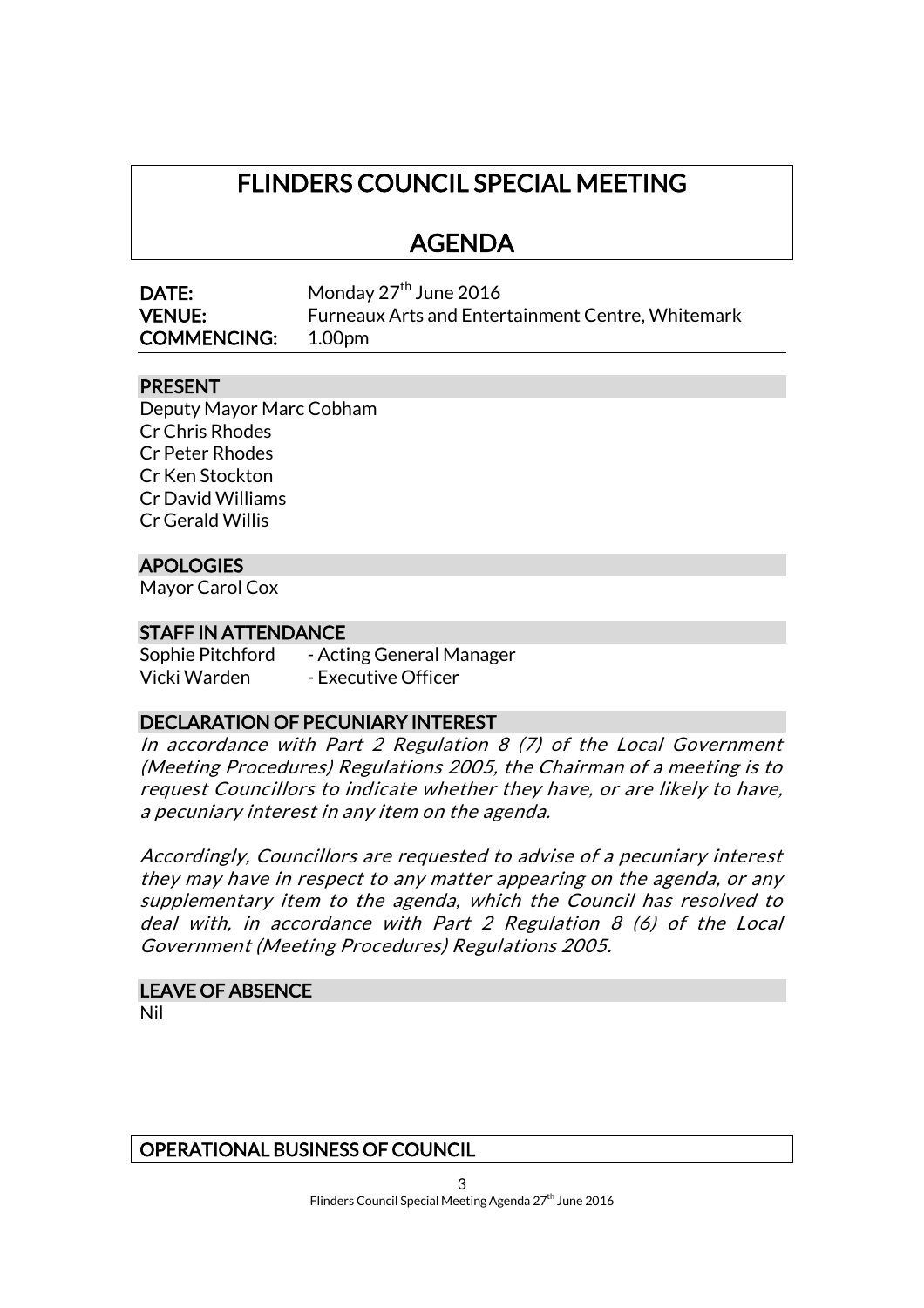# FLINDERS COUNCIL SPECIAL MEETING

# AGENDA

**DATE:** Monday 27th June 2016
**VENUE:** Furneaux Arts and Entertainment Centre, Whitemark
**COMMENCING:** 1.00pm

## PRESENT

Deputy Mayor Marc Cobham
Cr Chris Rhodes
Cr Peter Rhodes
Cr Ken Stockton
Cr David Williams
Cr Gerald Willis

## APOLOGIES

Mayor Carol Cox

## STAFF IN ATTENDANCE

Sophie Pitchford - Acting General Manager
Vicki Warden - Executive Officer

## DECLARATION OF PECUNIARY INTEREST

*In accordance with Part 2 Regulation 8 (7) of the Local Government (Meeting Procedures) Regulations 2005, the Chairman of a meeting is to request Councillors to indicate whether they have, or are likely to have, a pecuniary interest in any item on the agenda.*

*Accordingly, Councillors are requested to advise of a pecuniary interest they may have in respect to any matter appearing on the agenda, or any supplementary item to the agenda, which the Council has resolved to deal with, in accordance with Part 2 Regulation 8 (6) of the Local Government (Meeting Procedures) Regulations 2005.*

## LEAVE OF ABSENCE

Nil

## OPERATIONAL BUSINESS OF COUNCIL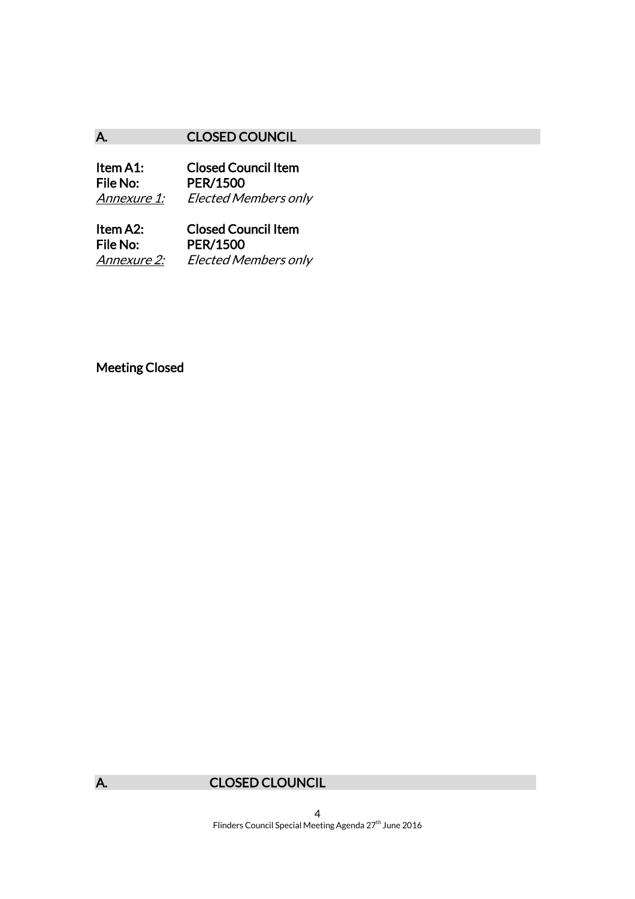## A. CLOSED COUNCIL

**Item A1:** **Closed Council Item**
**File No:** **PER/1500**
*<u>Annexure 1:</u>* *Elected Members only*

**Item A2:** **Closed Council Item**
**File No:** **PER/1500**
*<u>Annexure 2:</u>* *Elected Members only*

**Meeting Closed**

## A. CLOSED CLOUNCIL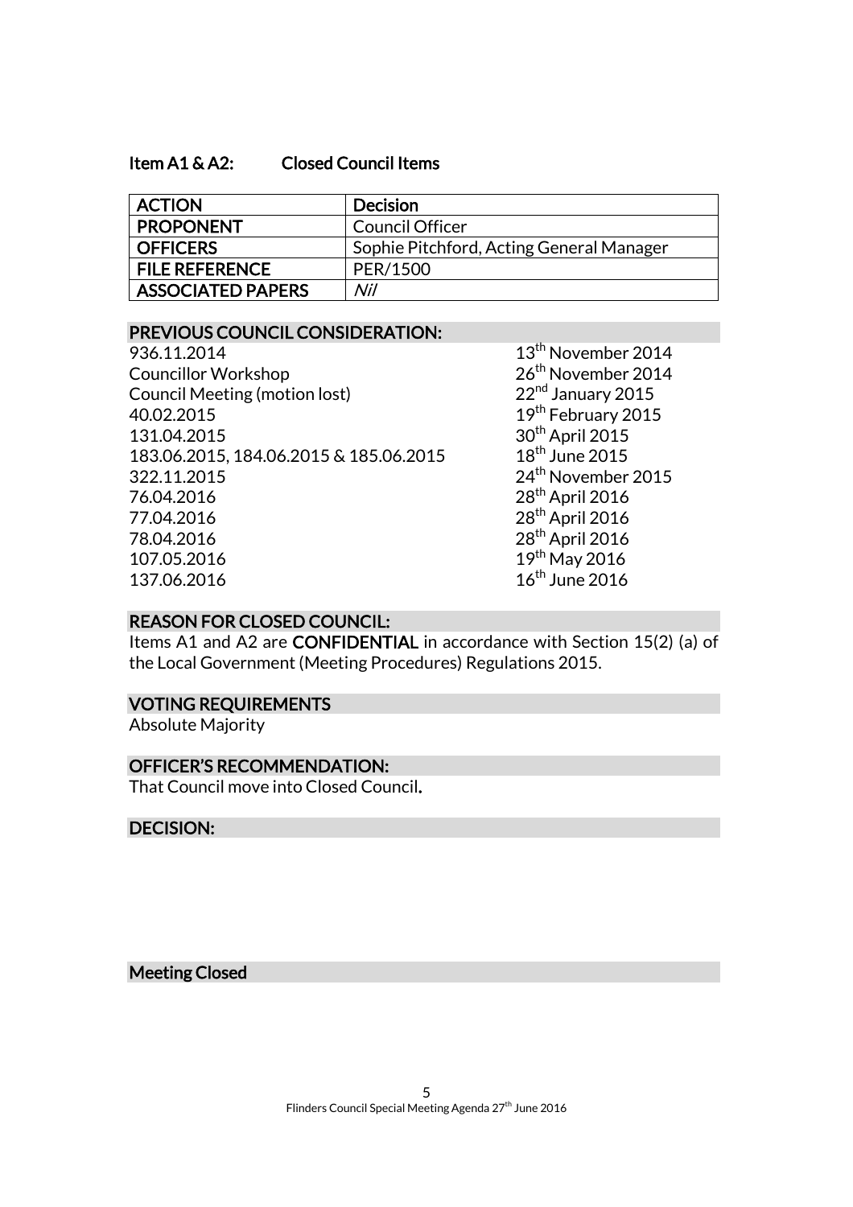## Item A1 & A2: Closed Council Items

| | |
|---|---|
| **ACTION** | **Decision** |
| **PROPONENT** | Council Officer |
| **OFFICERS** | Sophie Pitchford, Acting General Manager |
| **FILE REFERENCE** | PER/1500 |
| **ASSOCIATED PAPERS** | *Nil* |

### PREVIOUS COUNCIL CONSIDERATION:

| | |
|---|---|
| 936.11.2014 | 13th November 2014 |
| Councillor Workshop | 26th November 2014 |
| Council Meeting (motion lost) | 22nd January 2015 |
| 40.02.2015 | 19th February 2015 |
| 131.04.2015 | 30th April 2015 |
| 183.06.2015, 184.06.2015 & 185.06.2015 | 18th June 2015 |
| 322.11.2015 | 24th November 2015 |
| 76.04.2016 | 28th April 2016 |
| 77.04.2016 | 28th April 2016 |
| 78.04.2016 | 28th April 2016 |
| 107.05.2016 | 19th May 2016 |
| 137.06.2016 | 16th June 2016 |

### REASON FOR CLOSED COUNCIL:

Items A1 and A2 are **CONFIDENTIAL** in accordance with Section 15(2) (a) of the Local Government (Meeting Procedures) Regulations 2015.

### VOTING REQUIREMENTS

Absolute Majority

### OFFICER'S RECOMMENDATION:

That Council move into Closed Council.

### DECISION:

### Meeting Closed